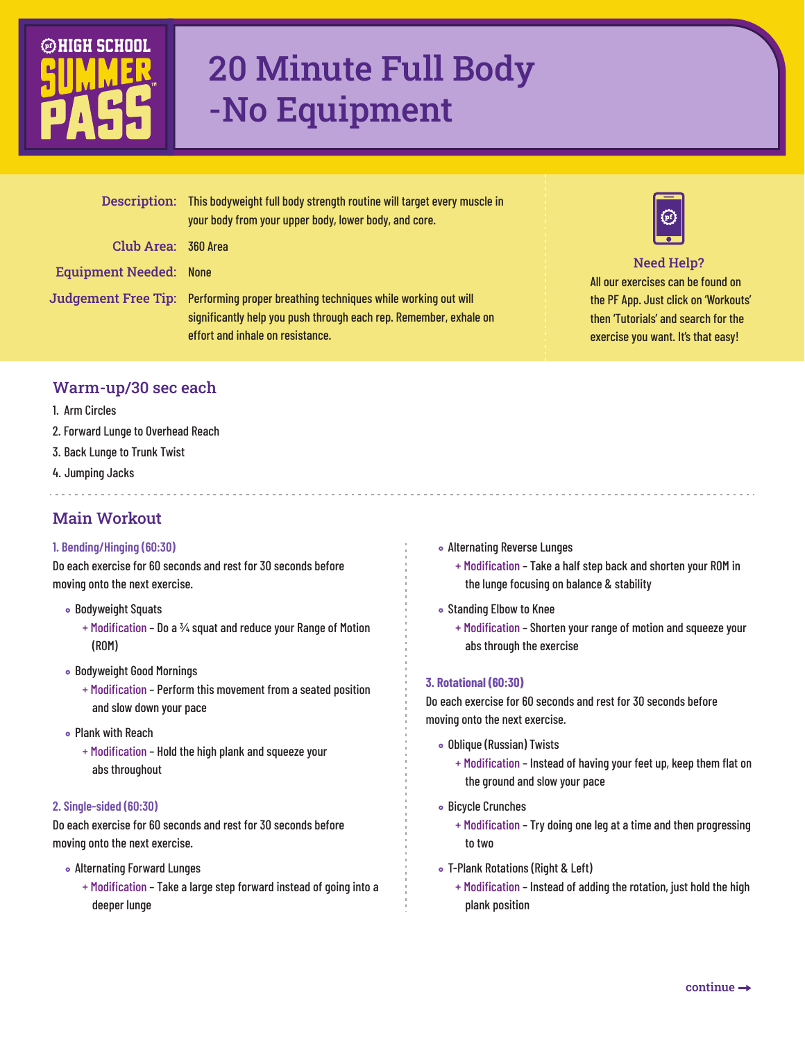HIGH SCHOOL SUMMER PASS™

# 20 Minute Full Body -No Equipment

**Description:** This bodyweight full body strength routine will target every muscle in your body from your upper body, lower body, and core.

**Club Area:** 360 Area

**Equipment Needed:** None

**Judgement Free Tip:** Performing proper breathing techniques while working out will significantly help you push through each rep. Remember, exhale on effort and inhale on resistance.

**Need Help?**
All our exercises can be found on the PF App. Just click on 'Workouts' then 'Tutorials' and search for the exercise you want. It's that easy!

## Warm-up/30 sec each

1. Arm Circles
2. Forward Lunge to Overhead Reach
3. Back Lunge to Trunk Twist
4. Jumping Jacks

## Main Workout

### 1. Bending/Hinging (60:30)

Do each exercise for 60 seconds and rest for 30 seconds before moving onto the next exercise.

- Bodyweight Squats
  - + Modification – Do a ¼ squat and reduce your Range of Motion (ROM)
- Bodyweight Good Mornings
  - + Modification – Perform this movement from a seated position and slow down your pace
- Plank with Reach
  - + Modification – Hold the high plank and squeeze your abs throughout

### 2. Single-sided (60:30)

Do each exercise for 60 seconds and rest for 30 seconds before moving onto the next exercise.

- Alternating Forward Lunges
  - + Modification – Take a large step forward instead of going into a deeper lunge
- Alternating Reverse Lunges
  - + Modification – Take a half step back and shorten your ROM in the lunge focusing on balance & stability
- Standing Elbow to Knee
  - + Modification – Shorten your range of motion and squeeze your abs through the exercise

### 3. Rotational (60:30)

Do each exercise for 60 seconds and rest for 30 seconds before moving onto the next exercise.

- Oblique (Russian) Twists
  - + Modification – Instead of having your feet up, keep them flat on the ground and slow your pace
- Bicycle Crunches
  - + Modification – Try doing one leg at a time and then progressing to two
- T-Plank Rotations (Right & Left)
  - + Modification – Instead of adding the rotation, just hold the high plank position

continue →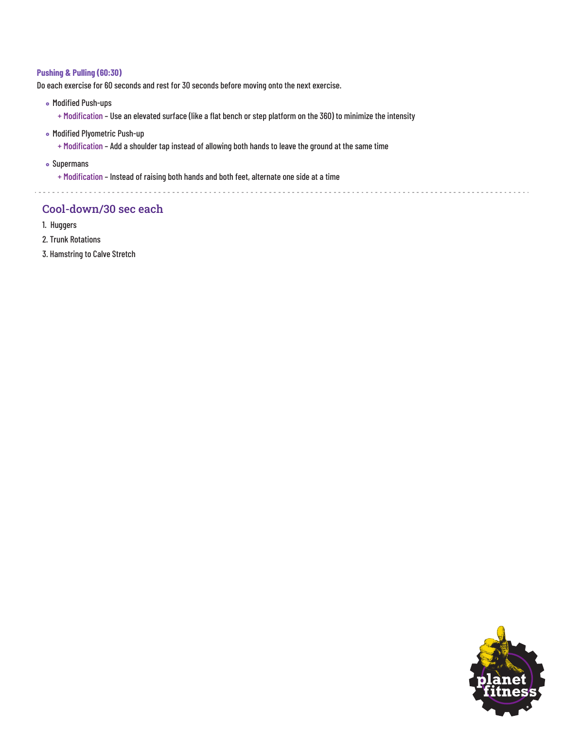**Pushing & Pulling (60:30)**

Do each exercise for 60 seconds and rest for 30 seconds before moving onto the next exercise.

- Modified Push-ups
  - + Modification – Use an elevated surface (like a flat bench or step platform on the 360) to minimize the intensity
- Modified Plyometric Push-up
  - + Modification – Add a shoulder tap instead of allowing both hands to leave the ground at the same time
- Supermans
  - + Modification – Instead of raising both hands and both feet, alternate one side at a time

---

## Cool-down/30 sec each

1. Huggers
2. Trunk Rotations
3. Hamstring to Calve Stretch